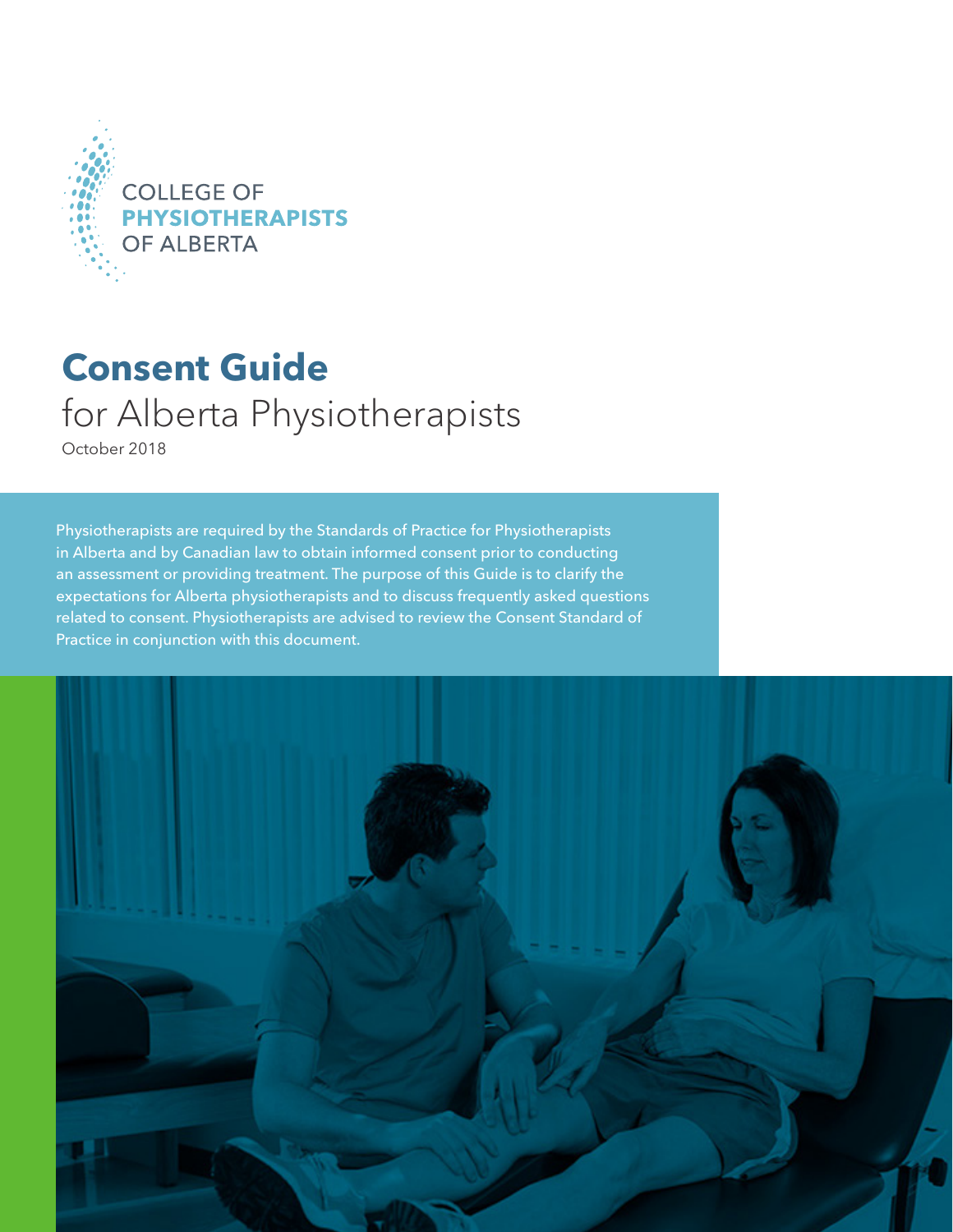COLLEGE OF
**PHYSIOTHERAPISTS**
OF ALBERTA

# Consent Guide

for Alberta Physiotherapists

October 2018

Physiotherapists are required by the Standards of Practice for Physiotherapists in Alberta and by Canadian law to obtain informed consent prior to conducting an assessment or providing treatment. The purpose of this Guide is to clarify the expectations for Alberta physiotherapists and to discuss frequently asked questions related to consent. Physiotherapists are advised to review the Consent Standard of Practice in conjunction with this document.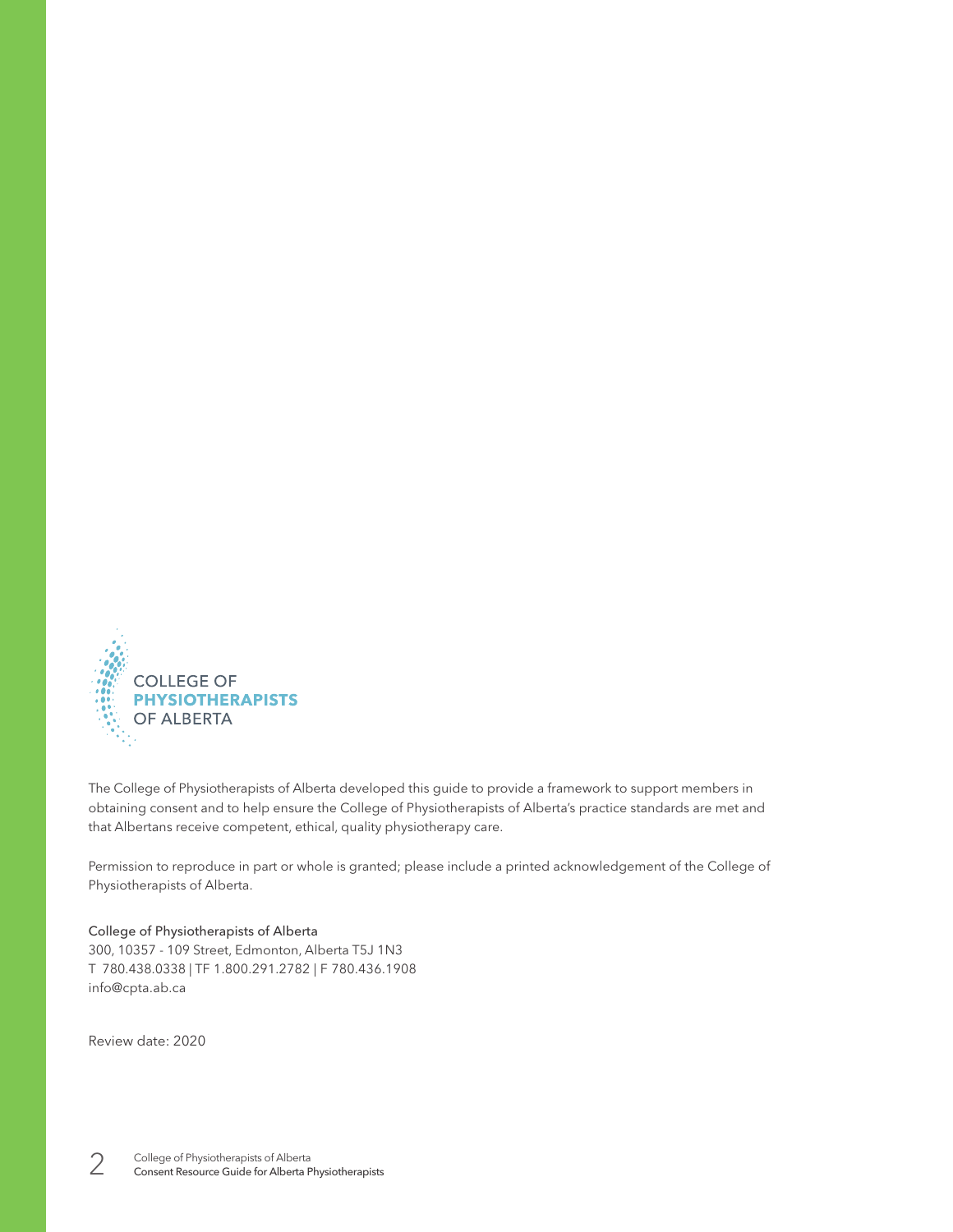COLLEGE OF
**PHYSIOTHERAPISTS**
OF ALBERTA

The College of Physiotherapists of Alberta developed this guide to provide a framework to support members in obtaining consent and to help ensure the College of Physiotherapists of Alberta's practice standards are met and that Albertans receive competent, ethical, quality physiotherapy care.

Permission to reproduce in part or whole is granted; please include a printed acknowledgement of the College of Physiotherapists of Alberta.

College of Physiotherapists of Alberta
300, 10357 - 109 Street, Edmonton, Alberta T5J 1N3
T 780.438.0338 | TF 1.800.291.2782 | F 780.436.1908
info@cpta.ab.ca

Review date: 2020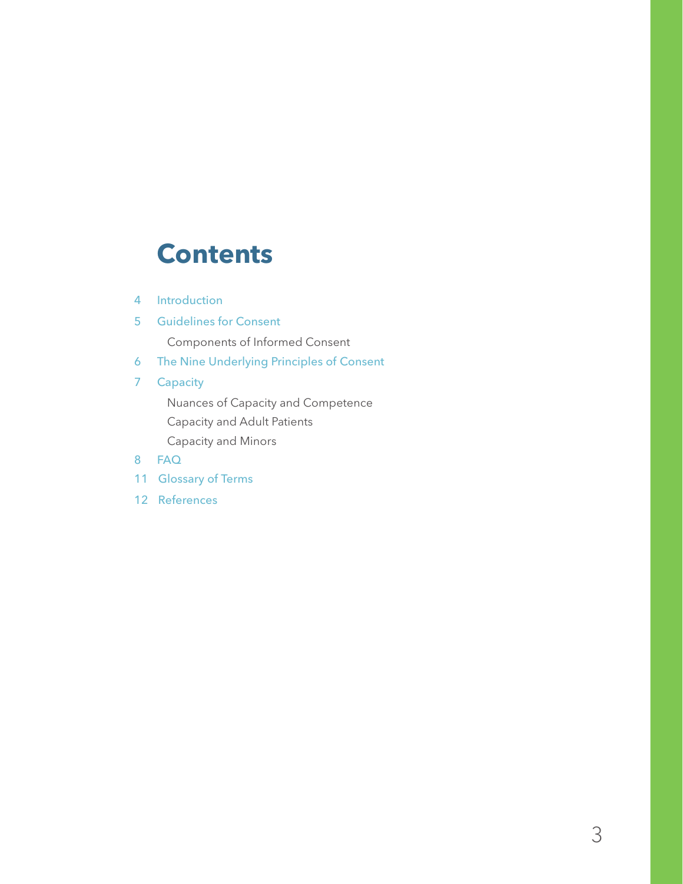# Contents

4 Introduction

5 Guidelines for Consent

- Components of Informed Consent

6 The Nine Underlying Principles of Consent

7 Capacity

- Nuances of Capacity and Competence
- Capacity and Adult Patients
- Capacity and Minors

8 FAQ

11 Glossary of Terms

12 References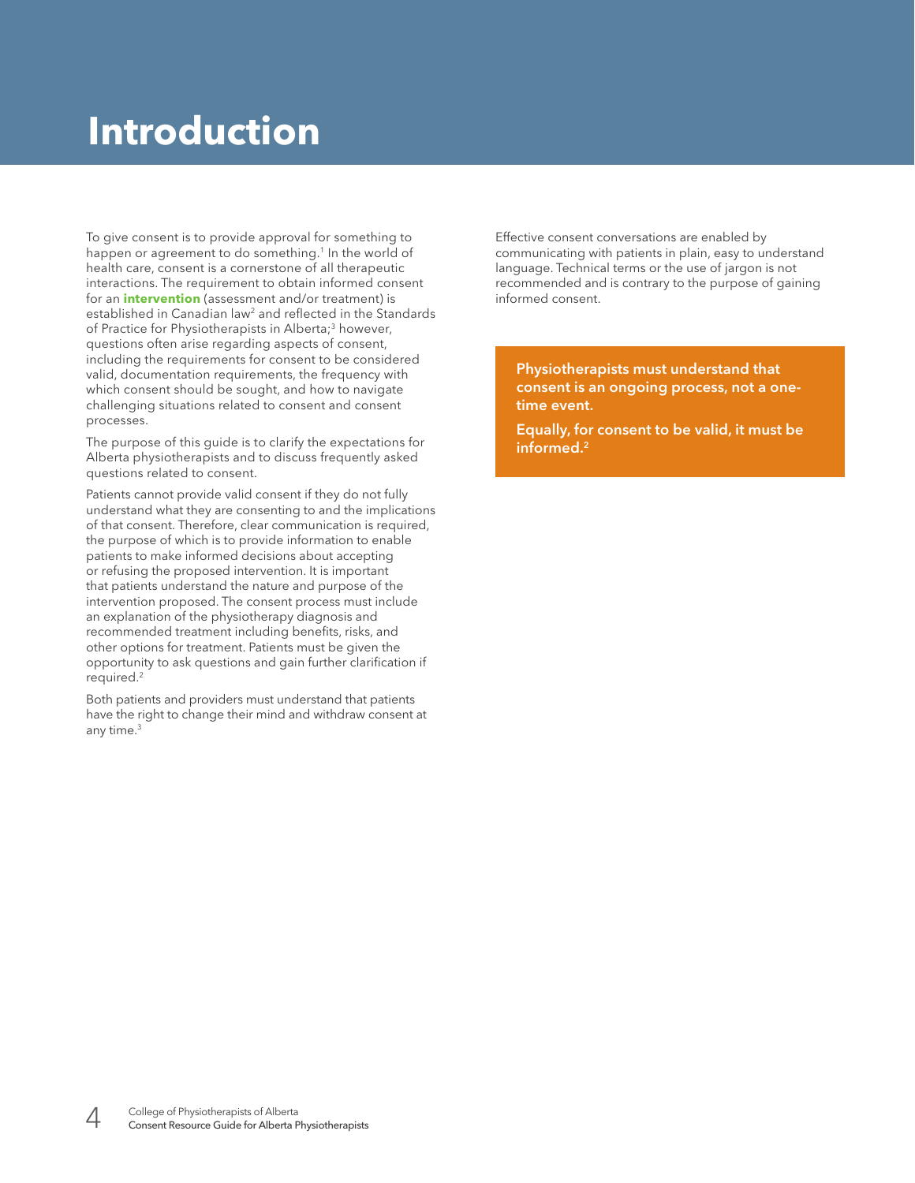# Introduction

To give consent is to provide approval for something to happen or agreement to do something.[1] In the world of health care, consent is a cornerstone of all therapeutic interactions. The requirement to obtain informed consent for an **intervention** (assessment and/or treatment) is established in Canadian law[2] and reflected in the Standards of Practice for Physiotherapists in Alberta;[3] however, questions often arise regarding aspects of consent, including the requirements for consent to be considered valid, documentation requirements, the frequency with which consent should be sought, and how to navigate challenging situations related to consent and consent processes.

The purpose of this guide is to clarify the expectations for Alberta physiotherapists and to discuss frequently asked questions related to consent.

Patients cannot provide valid consent if they do not fully understand what they are consenting to and the implications of that consent. Therefore, clear communication is required, the purpose of which is to provide information to enable patients to make informed decisions about accepting or refusing the proposed intervention. It is important that patients understand the nature and purpose of the intervention proposed. The consent process must include an explanation of the physiotherapy diagnosis and recommended treatment including benefits, risks, and other options for treatment. Patients must be given the opportunity to ask questions and gain further clarification if required.[2]

Both patients and providers must understand that patients have the right to change their mind and withdraw consent at any time.[3]

Effective consent conversations are enabled by communicating with patients in plain, easy to understand language. Technical terms or the use of jargon is not recommended and is contrary to the purpose of gaining informed consent.

**Physiotherapists must understand that consent is an ongoing process, not a one-time event.**

**Equally, for consent to be valid, it must be informed.[2]**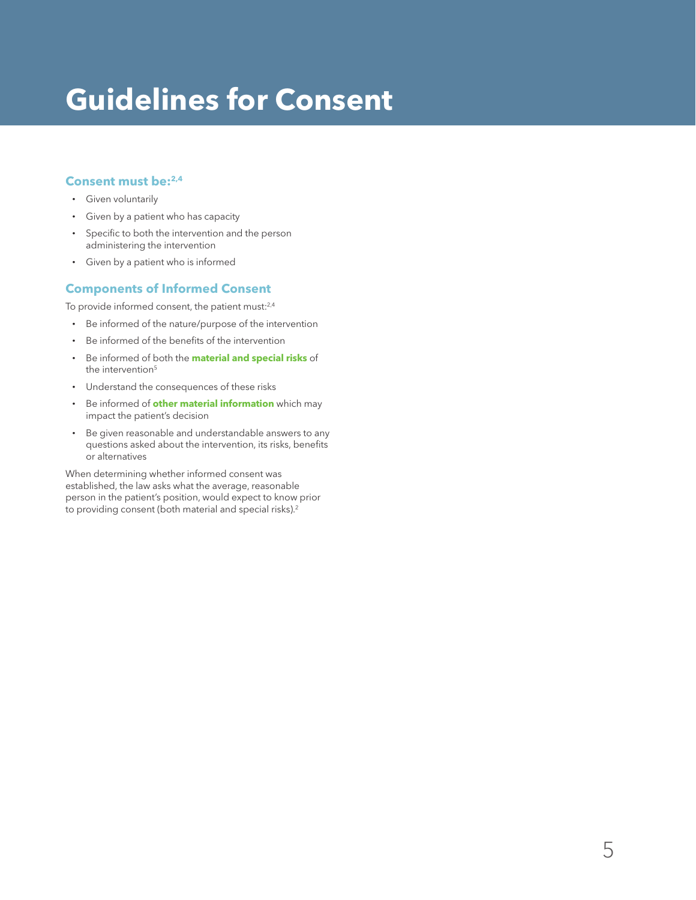# Guidelines for Consent

## Consent must be:[2,4]

- Given voluntarily
- Given by a patient who has capacity
- Specific to both the intervention and the person administering the intervention
- Given by a patient who is informed

## Components of Informed Consent

To provide informed consent, the patient must:[2,4]

- Be informed of the nature/purpose of the intervention
- Be informed of the benefits of the intervention
- Be informed of both the **material and special risks** of the intervention[5]
- Understand the consequences of these risks
- Be informed of **other material information** which may impact the patient's decision
- Be given reasonable and understandable answers to any questions asked about the intervention, its risks, benefits or alternatives

When determining whether informed consent was established, the law asks what the average, reasonable person in the patient's position, would expect to know prior to providing consent (both material and special risks).[2]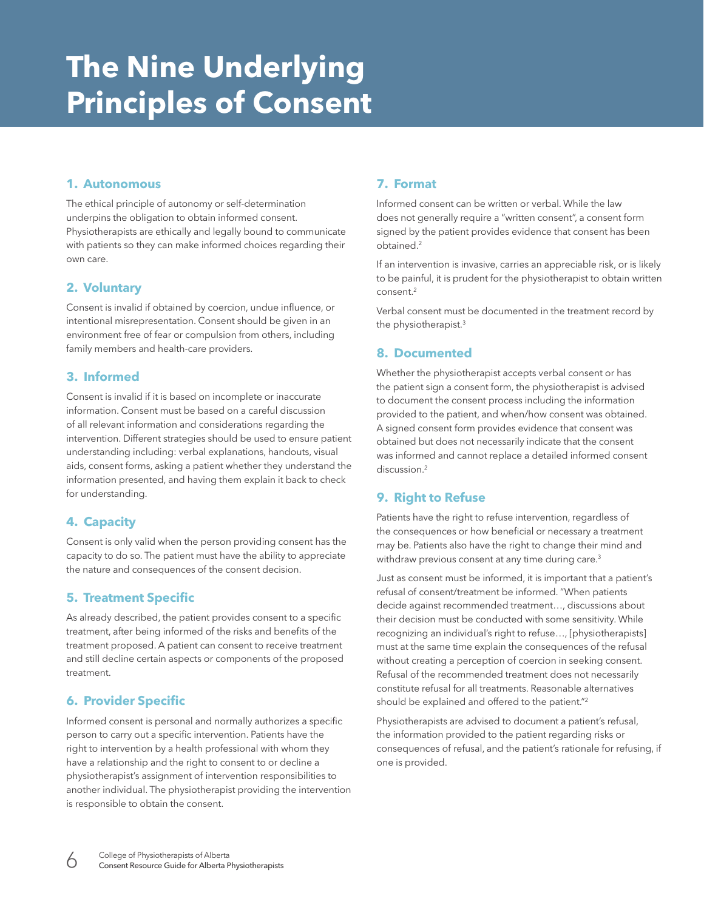# The Nine Underlying Principles of Consent

## 1. Autonomous

The ethical principle of autonomy or self-determination underpins the obligation to obtain informed consent. Physiotherapists are ethically and legally bound to communicate with patients so they can make informed choices regarding their own care.

## 2. Voluntary

Consent is invalid if obtained by coercion, undue influence, or intentional misrepresentation. Consent should be given in an environment free of fear or compulsion from others, including family members and health-care providers.

## 3. Informed

Consent is invalid if it is based on incomplete or inaccurate information. Consent must be based on a careful discussion of all relevant information and considerations regarding the intervention. Different strategies should be used to ensure patient understanding including: verbal explanations, handouts, visual aids, consent forms, asking a patient whether they understand the information presented, and having them explain it back to check for understanding.

## 4. Capacity

Consent is only valid when the person providing consent has the capacity to do so. The patient must have the ability to appreciate the nature and consequences of the consent decision.

## 5. Treatment Specific

As already described, the patient provides consent to a specific treatment, after being informed of the risks and benefits of the treatment proposed. A patient can consent to receive treatment and still decline certain aspects or components of the proposed treatment.

## 6. Provider Specific

Informed consent is personal and normally authorizes a specific person to carry out a specific intervention. Patients have the right to intervention by a health professional with whom they have a relationship and the right to consent to or decline a physiotherapist's assignment of intervention responsibilities to another individual. The physiotherapist providing the intervention is responsible to obtain the consent.

## 7. Format

Informed consent can be written or verbal. While the law does not generally require a "written consent", a consent form signed by the patient provides evidence that consent has been obtained.[2]

If an intervention is invasive, carries an appreciable risk, or is likely to be painful, it is prudent for the physiotherapist to obtain written consent.[2]

Verbal consent must be documented in the treatment record by the physiotherapist.[3]

## 8. Documented

Whether the physiotherapist accepts verbal consent or has the patient sign a consent form, the physiotherapist is advised to document the consent process including the information provided to the patient, and when/how consent was obtained. A signed consent form provides evidence that consent was obtained but does not necessarily indicate that the consent was informed and cannot replace a detailed informed consent discussion.[2]

## 9. Right to Refuse

Patients have the right to refuse intervention, regardless of the consequences or how beneficial or necessary a treatment may be. Patients also have the right to change their mind and withdraw previous consent at any time during care.[3]

Just as consent must be informed, it is important that a patient's refusal of consent/treatment be informed. "When patients decide against recommended treatment…, discussions about their decision must be conducted with some sensitivity. While recognizing an individual's right to refuse…, [physiotherapists] must at the same time explain the consequences of the refusal without creating a perception of coercion in seeking consent. Refusal of the recommended treatment does not necessarily constitute refusal for all treatments. Reasonable alternatives should be explained and offered to the patient."[2]

Physiotherapists are advised to document a patient's refusal, the information provided to the patient regarding risks or consequences of refusal, and the patient's rationale for refusing, if one is provided.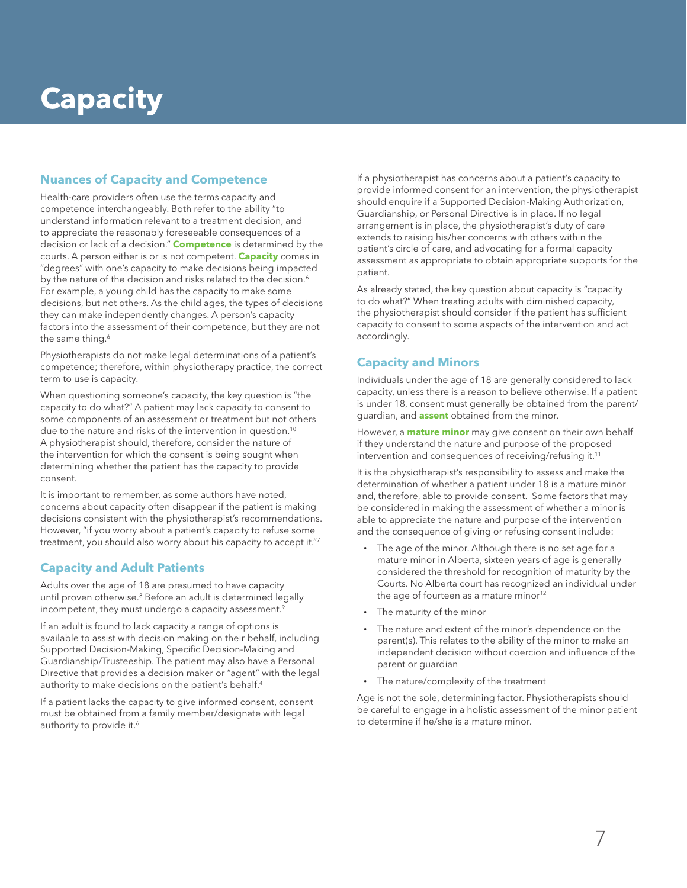# Capacity

## Nuances of Capacity and Competence

Health-care providers often use the terms capacity and competence interchangeably. Both refer to the ability "to understand information relevant to a treatment decision, and to appreciate the reasonably foreseeable consequences of a decision or lack of a decision." **Competence** is determined by the courts. A person either is or is not competent. **Capacity** comes in "degrees" with one's capacity to make decisions being impacted by the nature of the decision and risks related to the decision.[6] For example, a young child has the capacity to make some decisions, but not others. As the child ages, the types of decisions they can make independently changes. A person's capacity factors into the assessment of their competence, but they are not the same thing.[6]

Physiotherapists do not make legal determinations of a patient's competence; therefore, within physiotherapy practice, the correct term to use is capacity.

When questioning someone's capacity, the key question is "the capacity to do what?" A patient may lack capacity to consent to some components of an assessment or treatment but not others due to the nature and risks of the intervention in question.[10] A physiotherapist should, therefore, consider the nature of the intervention for which the consent is being sought when determining whether the patient has the capacity to provide consent.

It is important to remember, as some authors have noted, concerns about capacity often disappear if the patient is making decisions consistent with the physiotherapist's recommendations. However, "if you worry about a patient's capacity to refuse some treatment, you should also worry about his capacity to accept it."[7]

## Capacity and Adult Patients

Adults over the age of 18 are presumed to have capacity until proven otherwise.[8] Before an adult is determined legally incompetent, they must undergo a capacity assessment.[9]

If an adult is found to lack capacity a range of options is available to assist with decision making on their behalf, including Supported Decision-Making, Specific Decision-Making and Guardianship/Trusteeship. The patient may also have a Personal Directive that provides a decision maker or "agent" with the legal authority to make decisions on the patient's behalf.[4]

If a patient lacks the capacity to give informed consent, consent must be obtained from a family member/designate with legal authority to provide it.[6]

If a physiotherapist has concerns about a patient's capacity to provide informed consent for an intervention, the physiotherapist should enquire if a Supported Decision-Making Authorization, Guardianship, or Personal Directive is in place. If no legal arrangement is in place, the physiotherapist's duty of care extends to raising his/her concerns with others within the patient's circle of care, and advocating for a formal capacity assessment as appropriate to obtain appropriate supports for the patient.

As already stated, the key question about capacity is "capacity to do what?" When treating adults with diminished capacity, the physiotherapist should consider if the patient has sufficient capacity to consent to some aspects of the intervention and act accordingly.

## Capacity and Minors

Individuals under the age of 18 are generally considered to lack capacity, unless there is a reason to believe otherwise. If a patient is under 18, consent must generally be obtained from the parent/guardian, and **assent** obtained from the minor.

However, a **mature minor** may give consent on their own behalf if they understand the nature and purpose of the proposed intervention and consequences of receiving/refusing it.[11]

It is the physiotherapist's responsibility to assess and make the determination of whether a patient under 18 is a mature minor and, therefore, able to provide consent. Some factors that may be considered in making the assessment of whether a minor is able to appreciate the nature and purpose of the intervention and the consequence of giving or refusing consent include:

- The age of the minor. Although there is no set age for a mature minor in Alberta, sixteen years of age is generally considered the threshold for recognition of maturity by the Courts. No Alberta court has recognized an individual under the age of fourteen as a mature minor[12]
- The maturity of the minor
- The nature and extent of the minor's dependence on the parent(s). This relates to the ability of the minor to make an independent decision without coercion and influence of the parent or guardian
- The nature/complexity of the treatment

Age is not the sole, determining factor. Physiotherapists should be careful to engage in a holistic assessment of the minor patient to determine if he/she is a mature minor.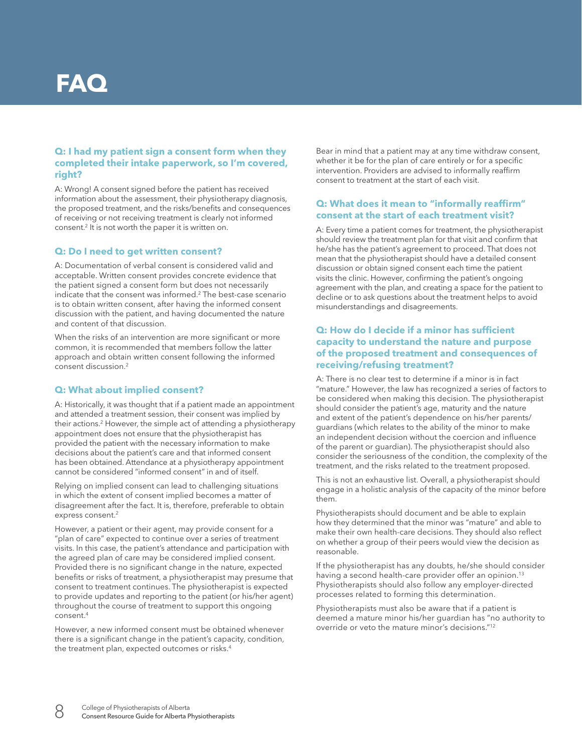# FAQ

### Q: I had my patient sign a consent form when they completed their intake paperwork, so I'm covered, right?

A: Wrong! A consent signed before the patient has received information about the assessment, their physiotherapy diagnosis, the proposed treatment, and the risks/benefits and consequences of receiving or not receiving treatment is clearly not informed consent.[2] It is not worth the paper it is written on.

### Q: Do I need to get written consent?

A: Documentation of verbal consent is considered valid and acceptable. Written consent provides concrete evidence that the patient signed a consent form but does not necessarily indicate that the consent was informed.[2] The best-case scenario is to obtain written consent, after having the informed consent discussion with the patient, and having documented the nature and content of that discussion.

When the risks of an intervention are more significant or more common, it is recommended that members follow the latter approach and obtain written consent following the informed consent discussion.[2]

### Q: What about implied consent?

A: Historically, it was thought that if a patient made an appointment and attended a treatment session, their consent was implied by their actions.[2] However, the simple act of attending a physiotherapy appointment does not ensure that the physiotherapist has provided the patient with the necessary information to make decisions about the patient's care and that informed consent has been obtained. Attendance at a physiotherapy appointment cannot be considered "informed consent" in and of itself.

Relying on implied consent can lead to challenging situations in which the extent of consent implied becomes a matter of disagreement after the fact. It is, therefore, preferable to obtain express consent.[2]

However, a patient or their agent, may provide consent for a "plan of care" expected to continue over a series of treatment visits. In this case, the patient's attendance and participation with the agreed plan of care may be considered implied consent. Provided there is no significant change in the nature, expected benefits or risks of treatment, a physiotherapist may presume that consent to treatment continues. The physiotherapist is expected to provide updates and reporting to the patient (or his/her agent) throughout the course of treatment to support this ongoing consent.[4]

However, a new informed consent must be obtained whenever there is a significant change in the patient's capacity, condition, the treatment plan, expected outcomes or risks.[4]

Bear in mind that a patient may at any time withdraw consent, whether it be for the plan of care entirely or for a specific intervention. Providers are advised to informally reaffirm consent to treatment at the start of each visit.

### Q: What does it mean to "informally reaffirm" consent at the start of each treatment visit?

A: Every time a patient comes for treatment, the physiotherapist should review the treatment plan for that visit and confirm that he/she has the patient's agreement to proceed. That does not mean that the physiotherapist should have a detailed consent discussion or obtain signed consent each time the patient visits the clinic. However, confirming the patient's ongoing agreement with the plan, and creating a space for the patient to decline or to ask questions about the treatment helps to avoid misunderstandings and disagreements.

### Q: How do I decide if a minor has sufficient capacity to understand the nature and purpose of the proposed treatment and consequences of receiving/refusing treatment?

A: There is no clear test to determine if a minor is in fact "mature." However, the law has recognized a series of factors to be considered when making this decision. The physiotherapist should consider the patient's age, maturity and the nature and extent of the patient's dependence on his/her parents/ guardians (which relates to the ability of the minor to make an independent decision without the coercion and influence of the parent or guardian). The physiotherapist should also consider the seriousness of the condition, the complexity of the treatment, and the risks related to the treatment proposed.

This is not an exhaustive list. Overall, a physiotherapist should engage in a holistic analysis of the capacity of the minor before them.

Physiotherapists should document and be able to explain how they determined that the minor was "mature" and able to make their own health-care decisions. They should also reflect on whether a group of their peers would view the decision as reasonable.

If the physiotherapist has any doubts, he/she should consider having a second health-care provider offer an opinion.[13] Physiotherapists should also follow any employer-directed processes related to forming this determination.

Physiotherapists must also be aware that if a patient is deemed a mature minor his/her guardian has "no authority to override or veto the mature minor's decisions."[12]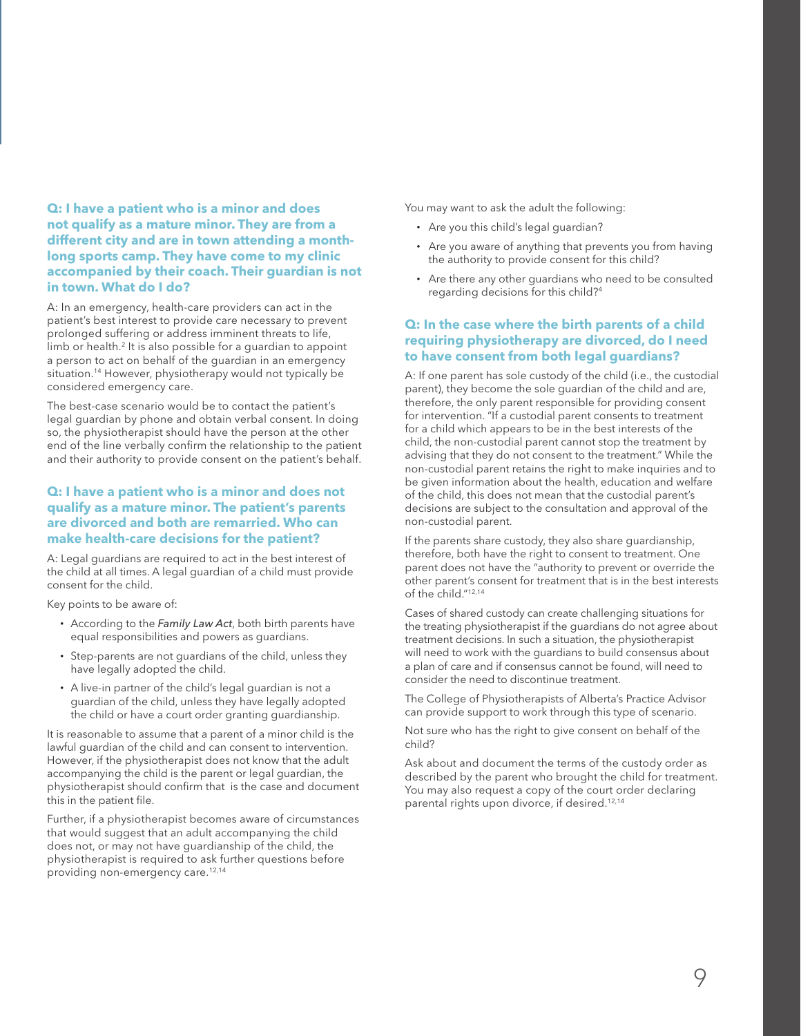### Q: I have a patient who is a minor and does not qualify as a mature minor. They are from a different city and are in town attending a month-long sports camp. They have come to my clinic accompanied by their coach. Their guardian is not in town. What do I do?

A: In an emergency, health-care providers can act in the patient's best interest to provide care necessary to prevent prolonged suffering or address imminent threats to life, limb or health.[2] It is also possible for a guardian to appoint a person to act on behalf of the guardian in an emergency situation.[14] However, physiotherapy would not typically be considered emergency care.

The best-case scenario would be to contact the patient's legal guardian by phone and obtain verbal consent. In doing so, the physiotherapist should have the person at the other end of the line verbally confirm the relationship to the patient and their authority to provide consent on the patient's behalf.

### Q: I have a patient who is a minor and does not qualify as a mature minor. The patient's parents are divorced and both are remarried. Who can make health-care decisions for the patient?

A: Legal guardians are required to act in the best interest of the child at all times. A legal guardian of a child must provide consent for the child.

Key points to be aware of:

- According to the *Family Law Act*, both birth parents have equal responsibilities and powers as guardians.
- Step-parents are not guardians of the child, unless they have legally adopted the child.
- A live-in partner of the child's legal guardian is not a guardian of the child, unless they have legally adopted the child or have a court order granting guardianship.

It is reasonable to assume that a parent of a minor child is the lawful guardian of the child and can consent to intervention. However, if the physiotherapist does not know that the adult accompanying the child is the parent or legal guardian, the physiotherapist should confirm that is the case and document this in the patient file.

Further, if a physiotherapist becomes aware of circumstances that would suggest that an adult accompanying the child does not, or may not have guardianship of the child, the physiotherapist is required to ask further questions before providing non-emergency care.[12,14]

You may want to ask the adult the following:

- Are you this child's legal guardian?
- Are you aware of anything that prevents you from having the authority to provide consent for this child?
- Are there any other guardians who need to be consulted regarding decisions for this child?[4]

### Q: In the case where the birth parents of a child requiring physiotherapy are divorced, do I need to have consent from both legal guardians?

A: If one parent has sole custody of the child (i.e., the custodial parent), they become the sole guardian of the child and are, therefore, the only parent responsible for providing consent for intervention. "If a custodial parent consents to treatment for a child which appears to be in the best interests of the child, the non-custodial parent cannot stop the treatment by advising that they do not consent to the treatment." While the non-custodial parent retains the right to make inquiries and to be given information about the health, education and welfare of the child, this does not mean that the custodial parent's decisions are subject to the consultation and approval of the non-custodial parent.

If the parents share custody, they also share guardianship, therefore, both have the right to consent to treatment. One parent does not have the "authority to prevent or override the other parent's consent for treatment that is in the best interests of the child."[12,14]

Cases of shared custody can create challenging situations for the treating physiotherapist if the guardians do not agree about treatment decisions. In such a situation, the physiotherapist will need to work with the guardians to build consensus about a plan of care and if consensus cannot be found, will need to consider the need to discontinue treatment.

The College of Physiotherapists of Alberta's Practice Advisor can provide support to work through this type of scenario.

Not sure who has the right to give consent on behalf of the child?

Ask about and document the terms of the custody order as described by the parent who brought the child for treatment. You may also request a copy of the court order declaring parental rights upon divorce, if desired.[12,14]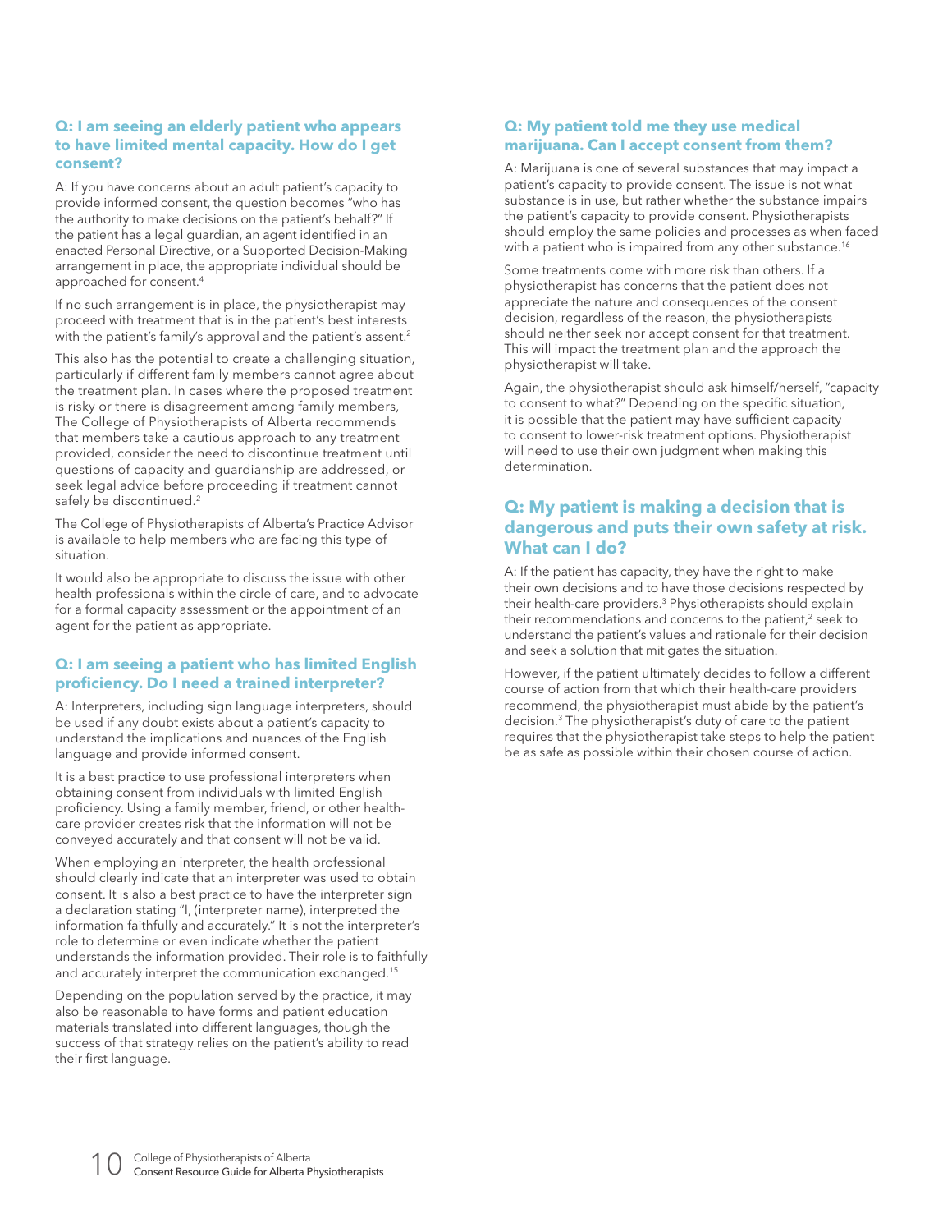### Q: I am seeing an elderly patient who appears to have limited mental capacity. How do I get consent?

A: If you have concerns about an adult patient's capacity to provide informed consent, the question becomes "who has the authority to make decisions on the patient's behalf?" If the patient has a legal guardian, an agent identified in an enacted Personal Directive, or a Supported Decision-Making arrangement in place, the appropriate individual should be approached for consent.[4]

If no such arrangement is in place, the physiotherapist may proceed with treatment that is in the patient's best interests with the patient's family's approval and the patient's assent.[2]

This also has the potential to create a challenging situation, particularly if different family members cannot agree about the treatment plan. In cases where the proposed treatment is risky or there is disagreement among family members, The College of Physiotherapists of Alberta recommends that members take a cautious approach to any treatment provided, consider the need to discontinue treatment until questions of capacity and guardianship are addressed, or seek legal advice before proceeding if treatment cannot safely be discontinued.[2]

The College of Physiotherapists of Alberta's Practice Advisor is available to help members who are facing this type of situation.

It would also be appropriate to discuss the issue with other health professionals within the circle of care, and to advocate for a formal capacity assessment or the appointment of an agent for the patient as appropriate.

### Q: I am seeing a patient who has limited English proficiency. Do I need a trained interpreter?

A: Interpreters, including sign language interpreters, should be used if any doubt exists about a patient's capacity to understand the implications and nuances of the English language and provide informed consent.

It is a best practice to use professional interpreters when obtaining consent from individuals with limited English proficiency. Using a family member, friend, or other health-care provider creates risk that the information will not be conveyed accurately and that consent will not be valid.

When employing an interpreter, the health professional should clearly indicate that an interpreter was used to obtain consent. It is also a best practice to have the interpreter sign a declaration stating "I, (interpreter name), interpreted the information faithfully and accurately." It is not the interpreter's role to determine or even indicate whether the patient understands the information provided. Their role is to faithfully and accurately interpret the communication exchanged.[15]

Depending on the population served by the practice, it may also be reasonable to have forms and patient education materials translated into different languages, though the success of that strategy relies on the patient's ability to read their first language.

### Q: My patient told me they use medical marijuana. Can I accept consent from them?

A: Marijuana is one of several substances that may impact a patient's capacity to provide consent. The issue is not what substance is in use, but rather whether the substance impairs the patient's capacity to provide consent. Physiotherapists should employ the same policies and processes as when faced with a patient who is impaired from any other substance.[16]

Some treatments come with more risk than others. If a physiotherapist has concerns that the patient does not appreciate the nature and consequences of the consent decision, regardless of the reason, the physiotherapists should neither seek nor accept consent for that treatment. This will impact the treatment plan and the approach the physiotherapist will take.

Again, the physiotherapist should ask himself/herself, "capacity to consent to what?" Depending on the specific situation, it is possible that the patient may have sufficient capacity to consent to lower-risk treatment options. Physiotherapist will need to use their own judgment when making this determination.

## Q: My patient is making a decision that is dangerous and puts their own safety at risk. What can I do?

A: If the patient has capacity, they have the right to make their own decisions and to have those decisions respected by their health-care providers.[3] Physiotherapists should explain their recommendations and concerns to the patient,[2] seek to understand the patient's values and rationale for their decision and seek a solution that mitigates the situation.

However, if the patient ultimately decides to follow a different course of action from that which their health-care providers recommend, the physiotherapist must abide by the patient's decision.[3] The physiotherapist's duty of care to the patient requires that the physiotherapist take steps to help the patient be as safe as possible within their chosen course of action.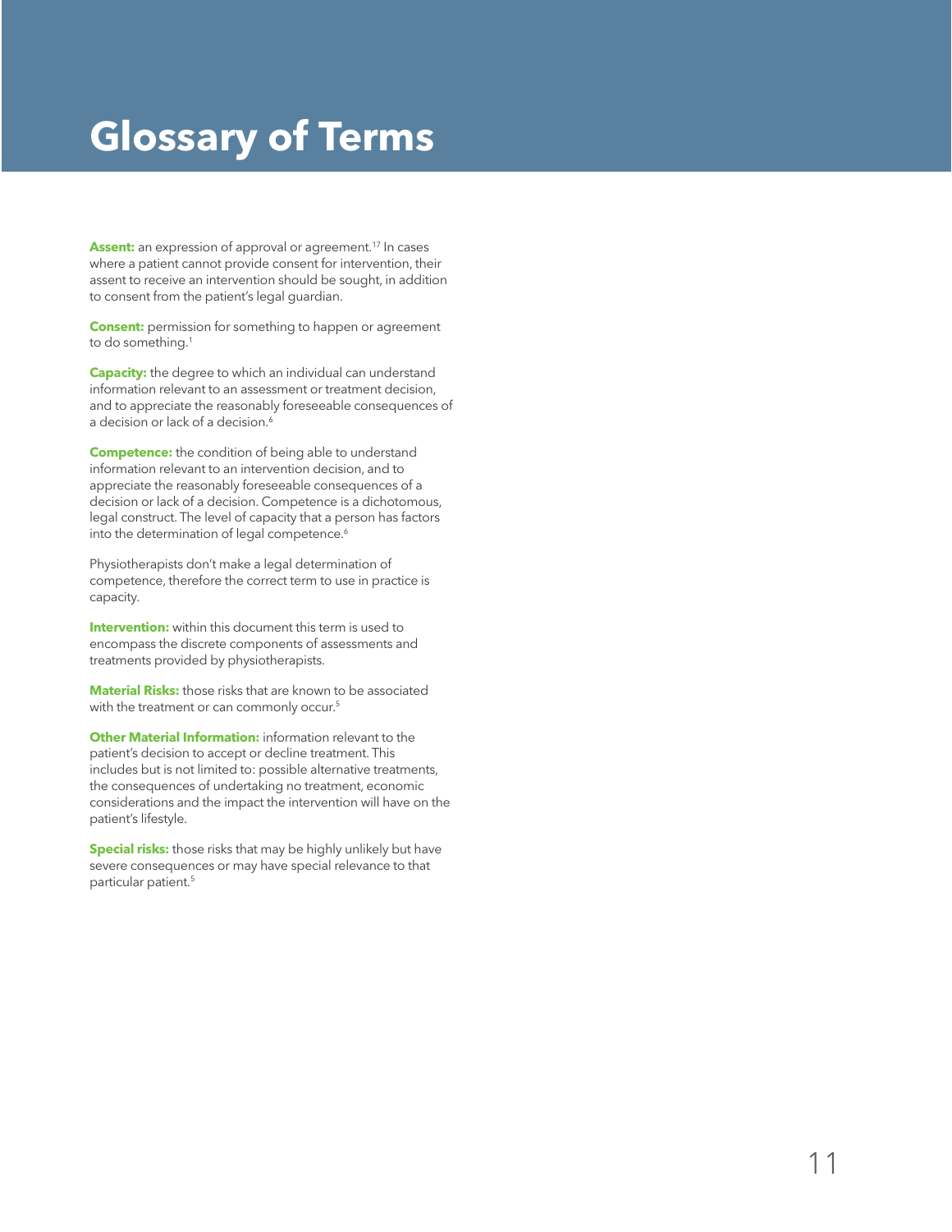# Glossary of Terms

**Assent:** an expression of approval or agreement.[17] In cases where a patient cannot provide consent for intervention, their assent to receive an intervention should be sought, in addition to consent from the patient's legal guardian.

**Consent:** permission for something to happen or agreement to do something.[1]

**Capacity:** the degree to which an individual can understand information relevant to an assessment or treatment decision, and to appreciate the reasonably foreseeable consequences of a decision or lack of a decision.[6]

**Competence:** the condition of being able to understand information relevant to an intervention decision, and to appreciate the reasonably foreseeable consequences of a decision or lack of a decision. Competence is a dichotomous, legal construct. The level of capacity that a person has factors into the determination of legal competence.[6]

Physiotherapists don't make a legal determination of competence, therefore the correct term to use in practice is capacity.

**Intervention:** within this document this term is used to encompass the discrete components of assessments and treatments provided by physiotherapists.

**Material Risks:** those risks that are known to be associated with the treatment or can commonly occur.[5]

**Other Material Information:** information relevant to the patient's decision to accept or decline treatment. This includes but is not limited to: possible alternative treatments, the consequences of undertaking no treatment, economic considerations and the impact the intervention will have on the patient's lifestyle.

**Special risks:** those risks that may be highly unlikely but have severe consequences or may have special relevance to that particular patient.[5]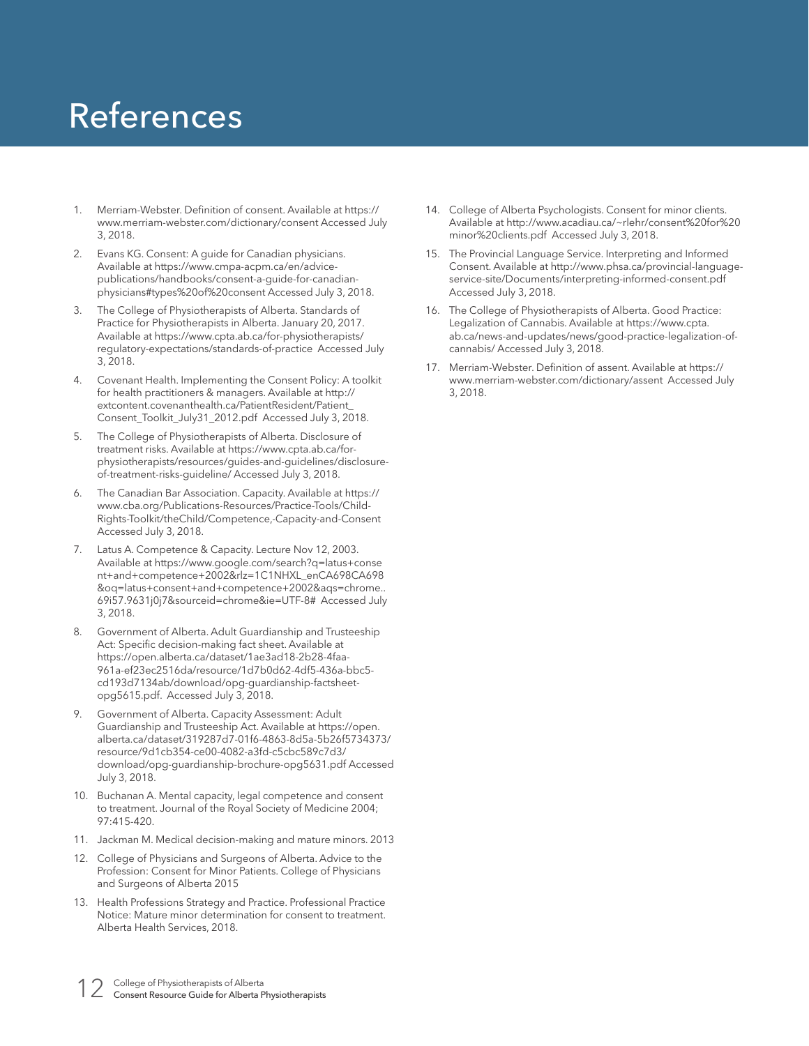# References

1. Merriam-Webster. Definition of consent. Available at https://www.merriam-webster.com/dictionary/consent Accessed July 3, 2018.
2. Evans KG. Consent: A guide for Canadian physicians. Available at https://www.cmpa-acpm.ca/en/advice-publications/handbooks/consent-a-guide-for-canadian-physicians#types%20of%20consent Accessed July 3, 2018.
3. The College of Physiotherapists of Alberta. Standards of Practice for Physiotherapists in Alberta. January 20, 2017. Available at https://www.cpta.ab.ca/for-physiotherapists/regulatory-expectations/standards-of-practice Accessed July 3, 2018.
4. Covenant Health. Implementing the Consent Policy: A toolkit for health practitioners & managers. Available at http://extcontent.covenanthealth.ca/PatientResident/Patient_Consent_Toolkit_July31_2012.pdf Accessed July 3, 2018.
5. The College of Physiotherapists of Alberta. Disclosure of treatment risks. Available at https://www.cpta.ab.ca/for-physiotherapists/resources/guides-and-guidelines/disclosure-of-treatment-risks-guideline/ Accessed July 3, 2018.
6. The Canadian Bar Association. Capacity. Available at https://www.cba.org/Publications-Resources/Practice-Tools/Child-Rights-Toolkit/theChild/Competence,-Capacity-and-Consent Accessed July 3, 2018.
7. Latus A. Competence & Capacity. Lecture Nov 12, 2003. Available at https://www.google.com/search?q=latus+consent+and+competence+2002&rlz=1C1NHXL_enCA698CA698&oq=latus+consent+and+competence+2002&aqs=chrome..69i57.9631j0j7&sourceid=chrome&ie=UTF-8# Accessed July 3, 2018.
8. Government of Alberta. Adult Guardianship and Trusteeship Act: Specific decision-making fact sheet. Available at https://open.alberta.ca/dataset/1ae3ad18-2b28-4faa-961a-ef23ec2516da/resource/1d7b0d62-4df5-436a-bbc5-cd193d7134ab/download/opg-guardianship-factsheet-opg5615.pdf. Accessed July 3, 2018.
9. Government of Alberta. Capacity Assessment: Adult Guardianship and Trusteeship Act. Available at https://open.alberta.ca/dataset/319287d7-01f6-4863-8d5a-5b26f5734373/resource/9d1cb354-ce00-4082-a3fd-c5cbc589c7d3/download/opg-guardianship-brochure-opg5631.pdf Accessed July 3, 2018.
10. Buchanan A. Mental capacity, legal competence and consent to treatment. Journal of the Royal Society of Medicine 2004; 97:415-420.
11. Jackman M. Medical decision-making and mature minors. 2013
12. College of Physicians and Surgeons of Alberta. Advice to the Profession: Consent for Minor Patients. College of Physicians and Surgeons of Alberta 2015
13. Health Professions Strategy and Practice. Professional Practice Notice: Mature minor determination for consent to treatment. Alberta Health Services, 2018.
14. College of Alberta Psychologists. Consent for minor clients. Available at http://www.acadiau.ca/~rlehr/consent%20for%20minor%20clients.pdf Accessed July 3, 2018.
15. The Provincial Language Service. Interpreting and Informed Consent. Available at http://www.phsa.ca/provincial-language-service-site/Documents/interpreting-informed-consent.pdf Accessed July 3, 2018.
16. The College of Physiotherapists of Alberta. Good Practice: Legalization of Cannabis. Available at https://www.cpta.ab.ca/news-and-updates/news/good-practice-legalization-of-cannabis/ Accessed July 3, 2018.
17. Merriam-Webster. Definition of assent. Available at https://www.merriam-webster.com/dictionary/assent Accessed July 3, 2018.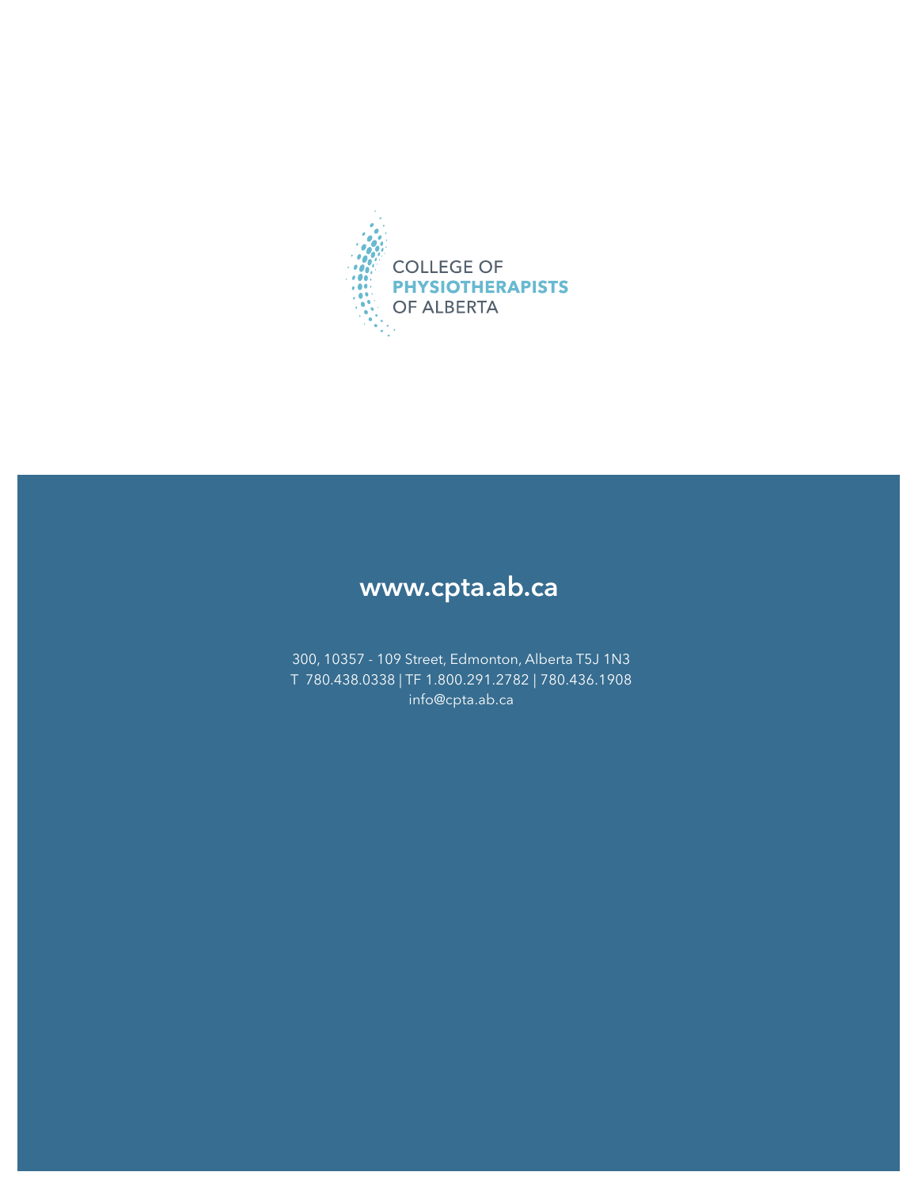COLLEGE OF
**PHYSIOTHERAPISTS**
OF ALBERTA

## www.cpta.ab.ca

300, 10357 - 109 Street, Edmonton, Alberta T5J 1N3
T 780.438.0338 | TF 1.800.291.2782 | 780.436.1908
info@cpta.ab.ca